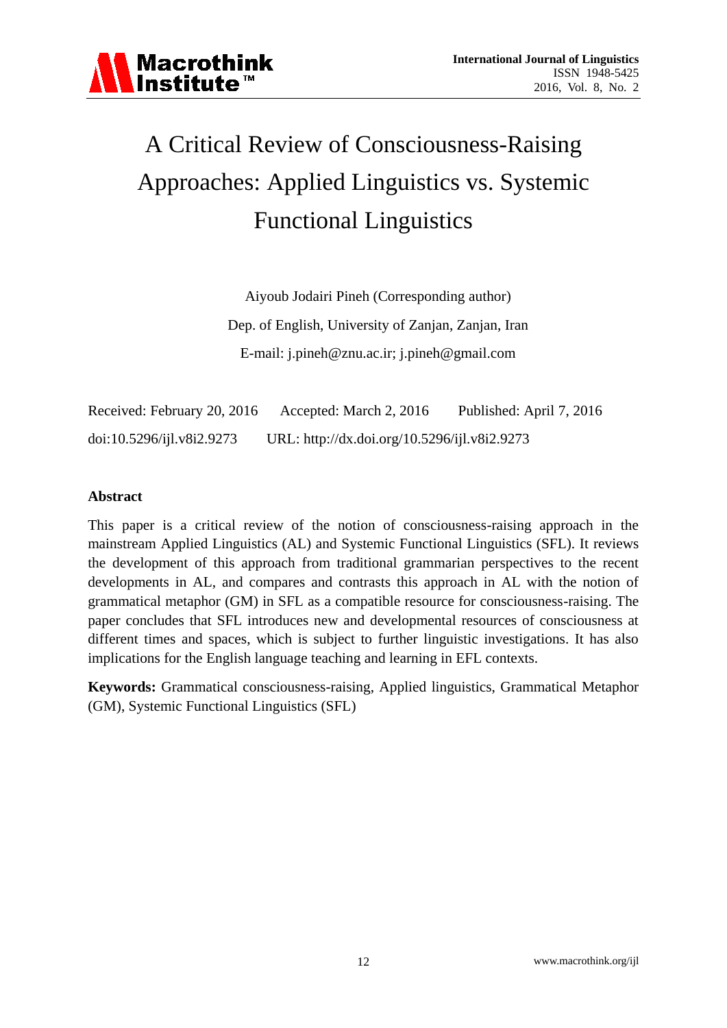# A Critical Review of Consciousness-Raising Approaches: Applied Linguistics vs. Systemic Functional Linguistics

Aiyoub Jodairi Pineh (Corresponding author)

Dep. of English, University of Zanjan, Zanjan, Iran

E-mail: j.pineh@znu.ac.ir; j.pineh@gmail.com

Received: February 20, 2016 Accepted: March 2, 2016 Published: April 7, 2016

doi:10.5296/ijl.v8i2.9273 URL: http://dx.doi.org/10.5296/ijl.v8i2.9273

## Abstract

This paper is a critical review of the notion of consciousness-raising approach in the mainstream Applied Linguistics (AL) and Systemic Functional Linguistics (SFL). It reviews the development of this approach from traditional grammarian perspectives to the recent developments in AL, and compares and contrasts this approach in AL with the notion of grammatical metaphor (GM) in SFL as a compatible resource for consciousness-raising. The paper concludes that SFL introduces new and developmental resources of consciousness at different times and spaces, which is subject to further linguistic investigations. It has also implications for the English language teaching and learning in EFL contexts.

**Keywords:** Grammatical consciousness-raising, Applied linguistics, Grammatical Metaphor (GM), Systemic Functional Linguistics (SFL)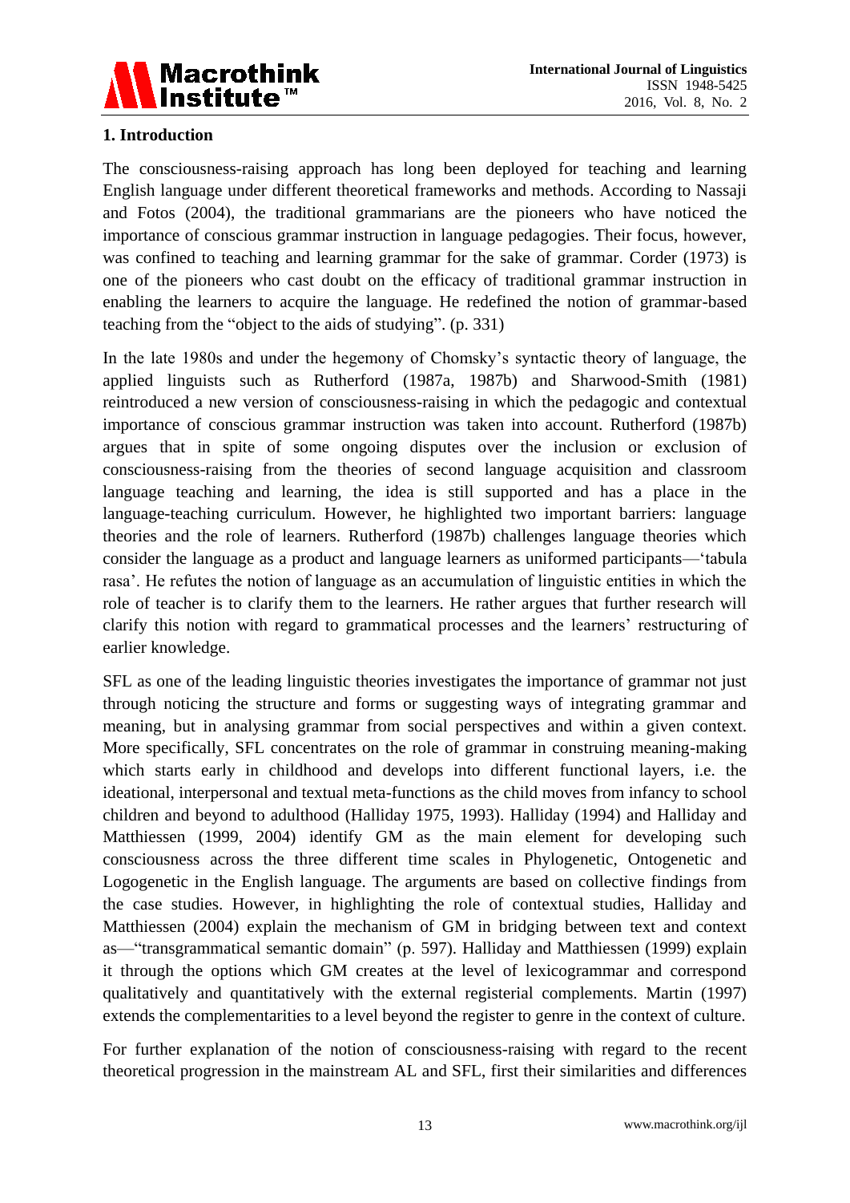## 1. Introduction

The consciousness-raising approach has long been deployed for teaching and learning English language under different theoretical frameworks and methods. According to Nassaji and Fotos (2004), the traditional grammarians are the pioneers who have noticed the importance of conscious grammar instruction in language pedagogies. Their focus, however, was confined to teaching and learning grammar for the sake of grammar. Corder (1973) is one of the pioneers who cast doubt on the efficacy of traditional grammar instruction in enabling the learners to acquire the language. He redefined the notion of grammar-based teaching from the "object to the aids of studying". (p. 331)

In the late 1980s and under the hegemony of Chomsky's syntactic theory of language, the applied linguists such as Rutherford (1987a, 1987b) and Sharwood-Smith (1981) reintroduced a new version of consciousness-raising in which the pedagogic and contextual importance of conscious grammar instruction was taken into account. Rutherford (1987b) argues that in spite of some ongoing disputes over the inclusion or exclusion of consciousness-raising from the theories of second language acquisition and classroom language teaching and learning, the idea is still supported and has a place in the language-teaching curriculum. However, he highlighted two important barriers: language theories and the role of learners. Rutherford (1987b) challenges language theories which consider the language as a product and language learners as uniformed participants—'tabula rasa'. He refutes the notion of language as an accumulation of linguistic entities in which the role of teacher is to clarify them to the learners. He rather argues that further research will clarify this notion with regard to grammatical processes and the learners' restructuring of earlier knowledge.

SFL as one of the leading linguistic theories investigates the importance of grammar not just through noticing the structure and forms or suggesting ways of integrating grammar and meaning, but in analysing grammar from social perspectives and within a given context. More specifically, SFL concentrates on the role of grammar in construing meaning-making which starts early in childhood and develops into different functional layers, i.e. the ideational, interpersonal and textual meta-functions as the child moves from infancy to school children and beyond to adulthood (Halliday 1975, 1993). Halliday (1994) and Halliday and Matthiessen (1999, 2004) identify GM as the main element for developing such consciousness across the three different time scales in Phylogenetic, Ontogenetic and Logogenetic in the English language. The arguments are based on collective findings from the case studies. However, in highlighting the role of contextual studies, Halliday and Matthiessen (2004) explain the mechanism of GM in bridging between text and context as—"transgrammatical semantic domain" (p. 597). Halliday and Matthiessen (1999) explain it through the options which GM creates at the level of lexicogrammar and correspond qualitatively and quantitatively with the external registerial complements. Martin (1997) extends the complementarities to a level beyond the register to genre in the context of culture.

For further explanation of the notion of consciousness-raising with regard to the recent theoretical progression in the mainstream AL and SFL, first their similarities and differences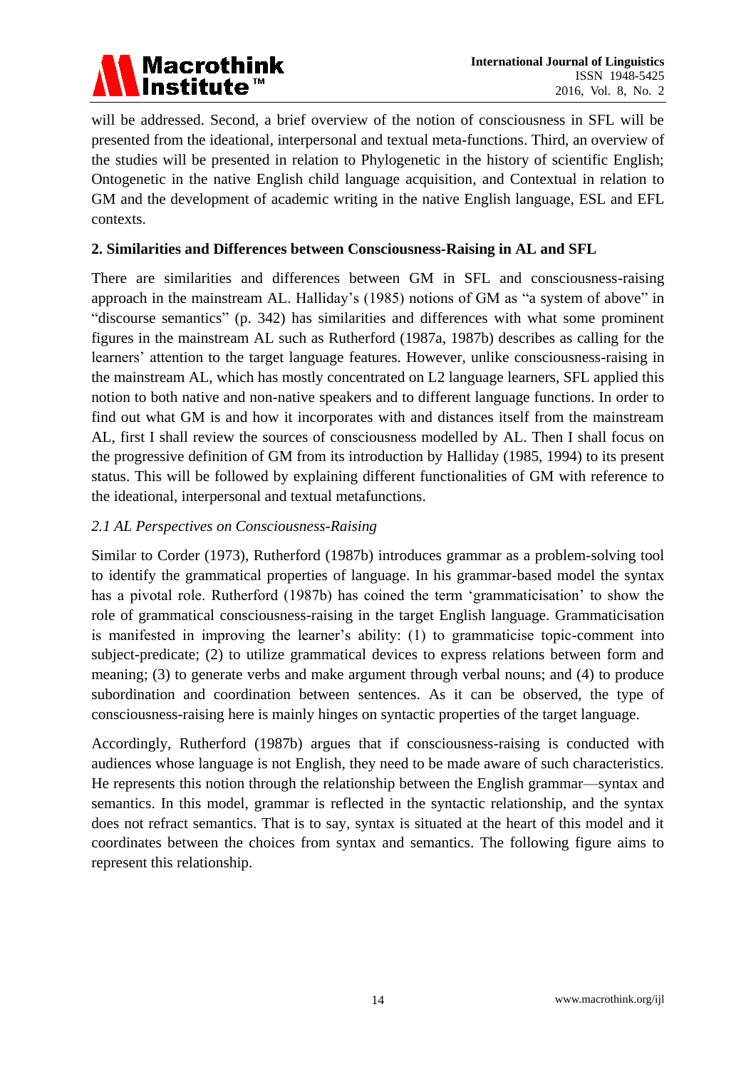will be addressed. Second, a brief overview of the notion of consciousness in SFL will be presented from the ideational, interpersonal and textual meta-functions. Third, an overview of the studies will be presented in relation to Phylogenetic in the history of scientific English; Ontogenetic in the native English child language acquisition, and Contextual in relation to GM and the development of academic writing in the native English language, ESL and EFL contexts.

## 2. Similarities and Differences between Consciousness-Raising in AL and SFL

There are similarities and differences between GM in SFL and consciousness-raising approach in the mainstream AL. Halliday's (1985) notions of GM as "a system of above" in "discourse semantics" (p. 342) has similarities and differences with what some prominent figures in the mainstream AL such as Rutherford (1987a, 1987b) describes as calling for the learners' attention to the target language features. However, unlike consciousness-raising in the mainstream AL, which has mostly concentrated on L2 language learners, SFL applied this notion to both native and non-native speakers and to different language functions. In order to find out what GM is and how it incorporates with and distances itself from the mainstream AL, first I shall review the sources of consciousness modelled by AL. Then I shall focus on the progressive definition of GM from its introduction by Halliday (1985, 1994) to its present status. This will be followed by explaining different functionalities of GM with reference to the ideational, interpersonal and textual metafunctions.

### *2.1 AL Perspectives on Consciousness-Raising*

Similar to Corder (1973), Rutherford (1987b) introduces grammar as a problem-solving tool to identify the grammatical properties of language. In his grammar-based model the syntax has a pivotal role. Rutherford (1987b) has coined the term 'grammaticisation' to show the role of grammatical consciousness-raising in the target English language. Grammaticisation is manifested in improving the learner's ability: (1) to grammaticise topic-comment into subject-predicate; (2) to utilize grammatical devices to express relations between form and meaning; (3) to generate verbs and make argument through verbal nouns; and (4) to produce subordination and coordination between sentences. As it can be observed, the type of consciousness-raising here is mainly hinges on syntactic properties of the target language.

Accordingly, Rutherford (1987b) argues that if consciousness-raising is conducted with audiences whose language is not English, they need to be made aware of such characteristics. He represents this notion through the relationship between the English grammar—syntax and semantics. In this model, grammar is reflected in the syntactic relationship, and the syntax does not refract semantics. That is to say, syntax is situated at the heart of this model and it coordinates between the choices from syntax and semantics. The following figure aims to represent this relationship.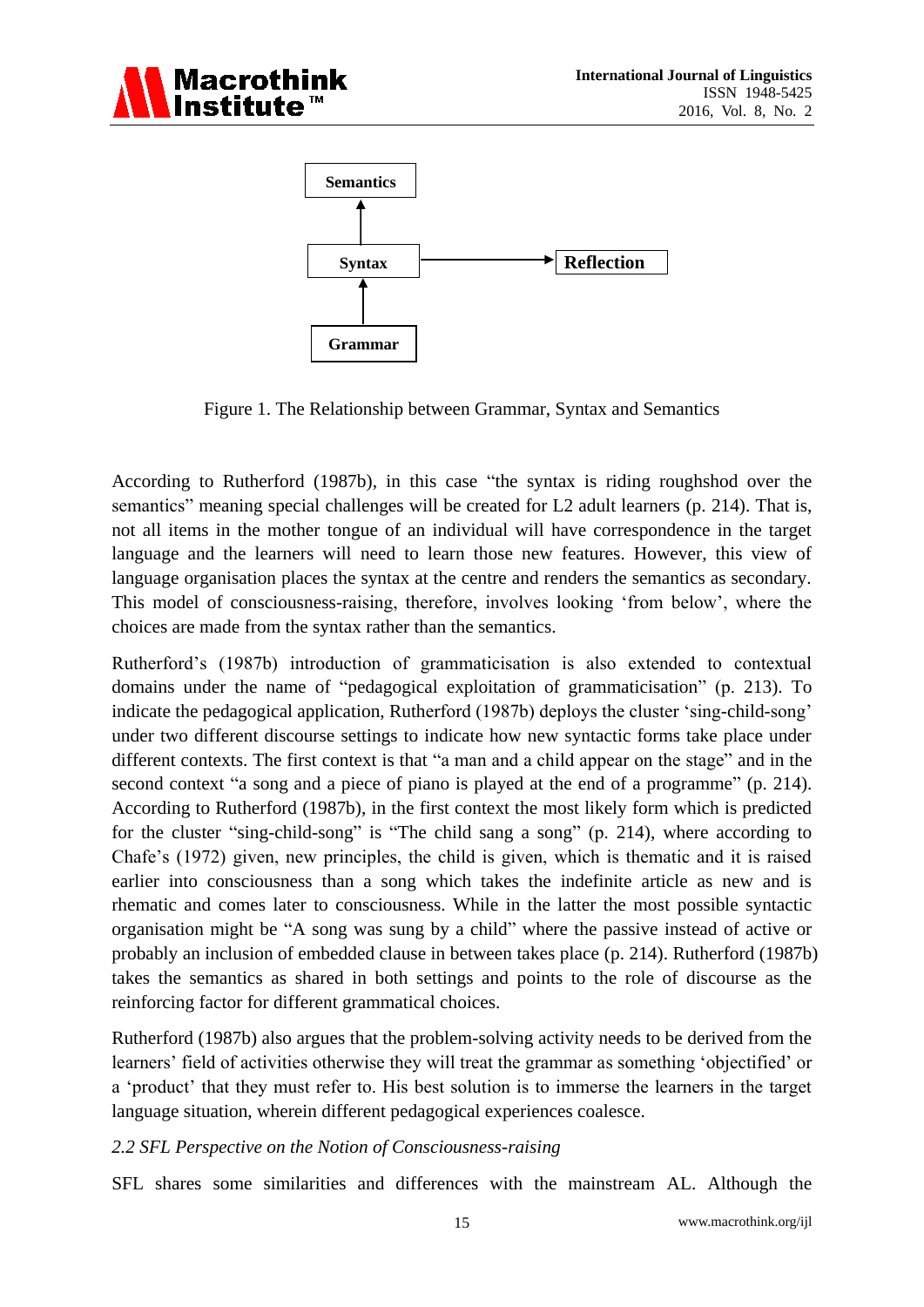Semantics

↑

Syntax → Reflection

↑

Grammar

Figure 1. The Relationship between Grammar, Syntax and Semantics

According to Rutherford (1987b), in this case "the syntax is riding roughshod over the semantics" meaning special challenges will be created for L2 adult learners (p. 214). That is, not all items in the mother tongue of an individual will have correspondence in the target language and the learners will need to learn those new features. However, this view of language organisation places the syntax at the centre and renders the semantics as secondary. This model of consciousness-raising, therefore, involves looking 'from below', where the choices are made from the syntax rather than the semantics.

Rutherford's (1987b) introduction of grammaticisation is also extended to contextual domains under the name of "pedagogical exploitation of grammaticisation" (p. 213). To indicate the pedagogical application, Rutherford (1987b) deploys the cluster 'sing-child-song' under two different discourse settings to indicate how new syntactic forms take place under different contexts. The first context is that "a man and a child appear on the stage" and in the second context "a song and a piece of piano is played at the end of a programme" (p. 214). According to Rutherford (1987b), in the first context the most likely form which is predicted for the cluster "sing-child-song" is "The child sang a song" (p. 214), where according to Chafe's (1972) given, new principles, the child is given, which is thematic and it is raised earlier into consciousness than a song which takes the indefinite article as new and is rhematic and comes later to consciousness. While in the latter the most possible syntactic organisation might be "A song was sung by a child" where the passive instead of active or probably an inclusion of embedded clause in between takes place (p. 214). Rutherford (1987b) takes the semantics as shared in both settings and points to the role of discourse as the reinforcing factor for different grammatical choices.

Rutherford (1987b) also argues that the problem-solving activity needs to be derived from the learners' field of activities otherwise they will treat the grammar as something 'objectified' or a 'product' that they must refer to. His best solution is to immerse the learners in the target language situation, wherein different pedagogical experiences coalesce.

### *2.2 SFL Perspective on the Notion of Consciousness-raising*

SFL shares some similarities and differences with the mainstream AL. Although the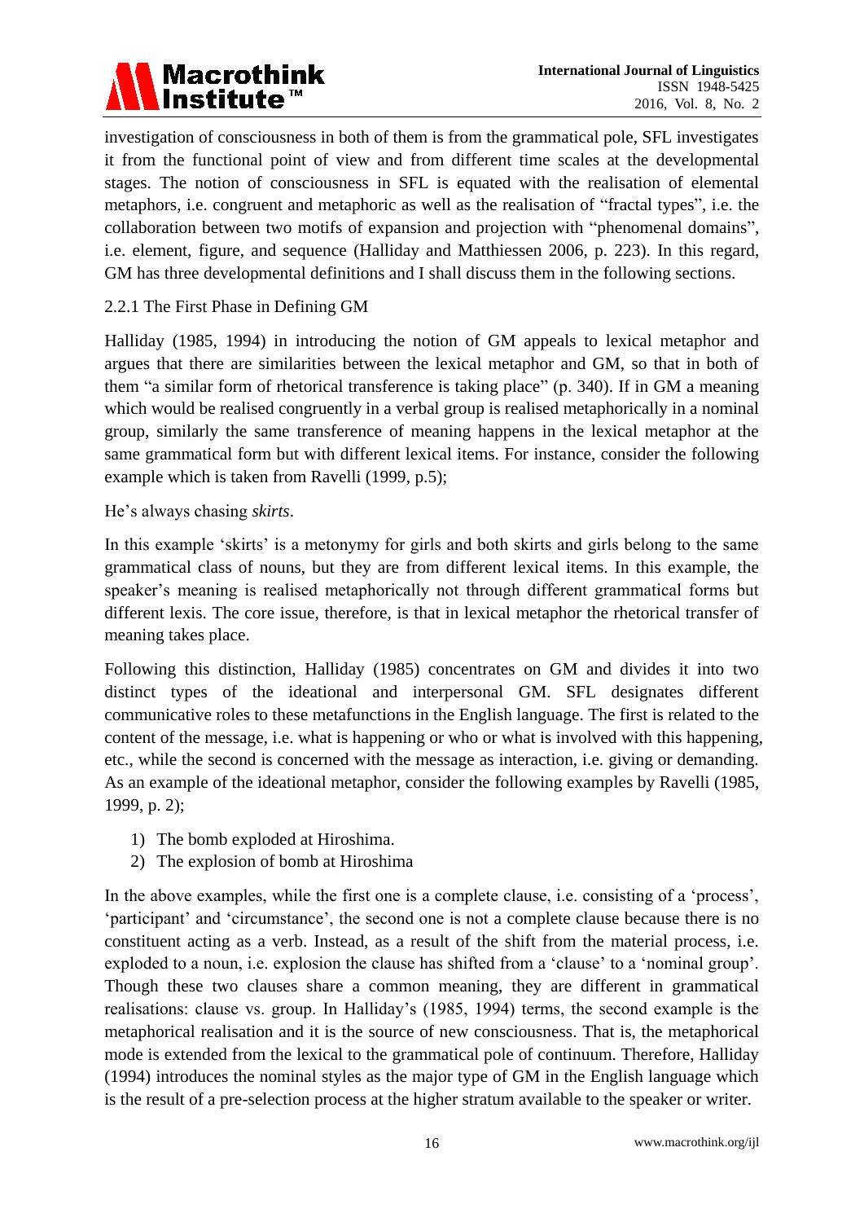investigation of consciousness in both of them is from the grammatical pole, SFL investigates it from the functional point of view and from different time scales at the developmental stages. The notion of consciousness in SFL is equated with the realisation of elemental metaphors, i.e. congruent and metaphoric as well as the realisation of "fractal types", i.e. the collaboration between two motifs of expansion and projection with "phenomenal domains", i.e. element, figure, and sequence (Halliday and Matthiessen 2006, p. 223). In this regard, GM has three developmental definitions and I shall discuss them in the following sections.

### 2.2.1 The First Phase in Defining GM

Halliday (1985, 1994) in introducing the notion of GM appeals to lexical metaphor and argues that there are similarities between the lexical metaphor and GM, so that in both of them "a similar form of rhetorical transference is taking place" (p. 340). If in GM a meaning which would be realised congruently in a verbal group is realised metaphorically in a nominal group, similarly the same transference of meaning happens in the lexical metaphor at the same grammatical form but with different lexical items. For instance, consider the following example which is taken from Ravelli (1999, p.5);

He's always chasing *skirts*.

In this example 'skirts' is a metonymy for girls and both skirts and girls belong to the same grammatical class of nouns, but they are from different lexical items. In this example, the speaker's meaning is realised metaphorically not through different grammatical forms but different lexis. The core issue, therefore, is that in lexical metaphor the rhetorical transfer of meaning takes place.

Following this distinction, Halliday (1985) concentrates on GM and divides it into two distinct types of the ideational and interpersonal GM. SFL designates different communicative roles to these metafunctions in the English language. The first is related to the content of the message, i.e. what is happening or who or what is involved with this happening, etc., while the second is concerned with the message as interaction, i.e. giving or demanding. As an example of the ideational metaphor, consider the following examples by Ravelli (1985, 1999, p. 2);

1) The bomb exploded at Hiroshima.
2) The explosion of bomb at Hiroshima

In the above examples, while the first one is a complete clause, i.e. consisting of a 'process', 'participant' and 'circumstance', the second one is not a complete clause because there is no constituent acting as a verb. Instead, as a result of the shift from the material process, i.e. exploded to a noun, i.e. explosion the clause has shifted from a 'clause' to a 'nominal group'. Though these two clauses share a common meaning, they are different in grammatical realisations: clause vs. group. In Halliday's (1985, 1994) terms, the second example is the metaphorical realisation and it is the source of new consciousness. That is, the metaphorical mode is extended from the lexical to the grammatical pole of continuum. Therefore, Halliday (1994) introduces the nominal styles as the major type of GM in the English language which is the result of a pre-selection process at the higher stratum available to the speaker or writer.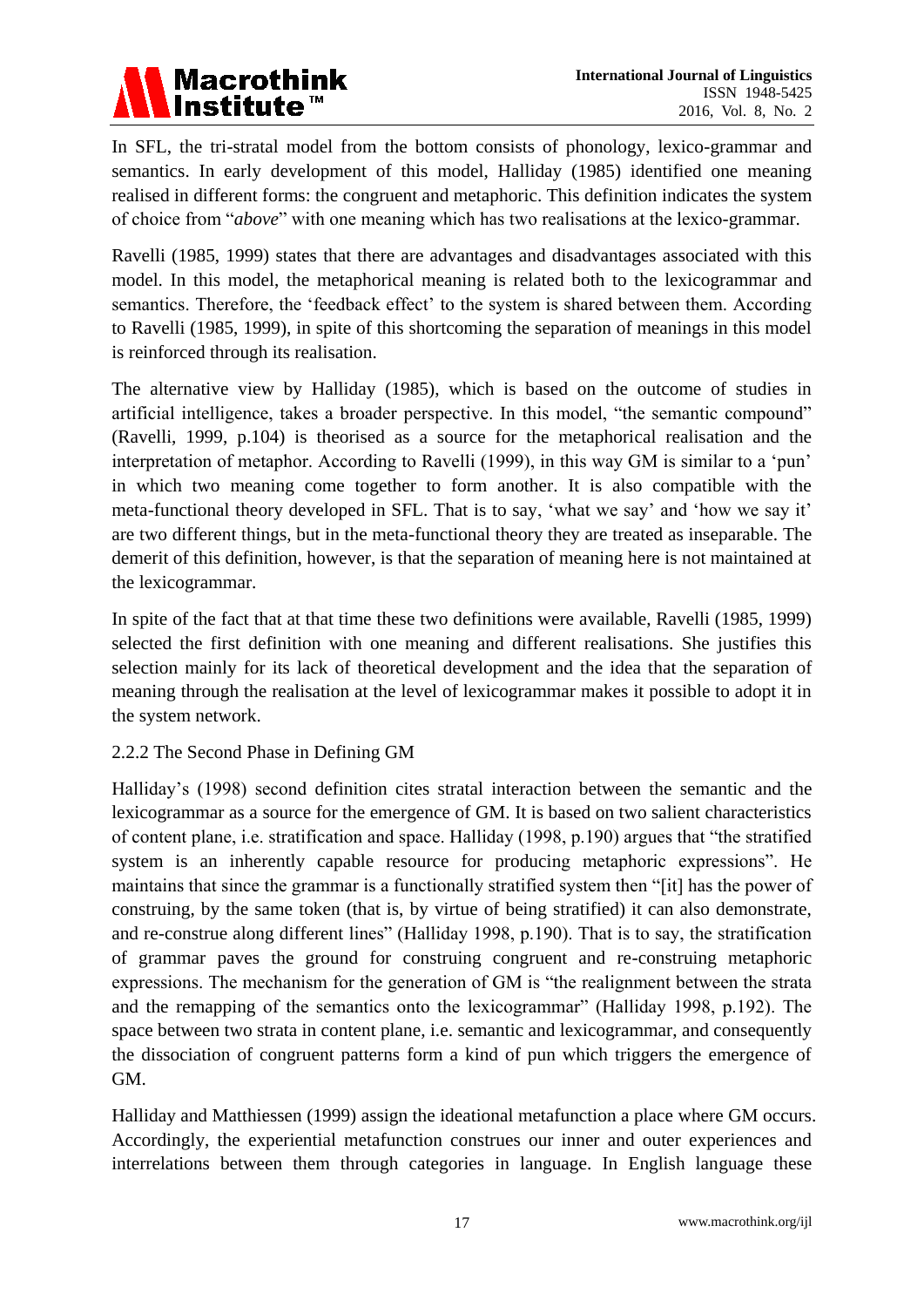In SFL, the tri-stratal model from the bottom consists of phonology, lexico-grammar and semantics. In early development of this model, Halliday (1985) identified one meaning realised in different forms: the congruent and metaphoric. This definition indicates the system of choice from "*above*" with one meaning which has two realisations at the lexico-grammar.

Ravelli (1985, 1999) states that there are advantages and disadvantages associated with this model. In this model, the metaphorical meaning is related both to the lexicogrammar and semantics. Therefore, the 'feedback effect' to the system is shared between them. According to Ravelli (1985, 1999), in spite of this shortcoming the separation of meanings in this model is reinforced through its realisation.

The alternative view by Halliday (1985), which is based on the outcome of studies in artificial intelligence, takes a broader perspective. In this model, "the semantic compound" (Ravelli, 1999, p.104) is theorised as a source for the metaphorical realisation and the interpretation of metaphor. According to Ravelli (1999), in this way GM is similar to a 'pun' in which two meaning come together to form another. It is also compatible with the meta-functional theory developed in SFL. That is to say, 'what we say' and 'how we say it' are two different things, but in the meta-functional theory they are treated as inseparable. The demerit of this definition, however, is that the separation of meaning here is not maintained at the lexicogrammar.

In spite of the fact that at that time these two definitions were available, Ravelli (1985, 1999) selected the first definition with one meaning and different realisations. She justifies this selection mainly for its lack of theoretical development and the idea that the separation of meaning through the realisation at the level of lexicogrammar makes it possible to adopt it in the system network.

### 2.2.2 The Second Phase in Defining GM

Halliday's (1998) second definition cites stratal interaction between the semantic and the lexicogrammar as a source for the emergence of GM. It is based on two salient characteristics of content plane, i.e. stratification and space. Halliday (1998, p.190) argues that "the stratified system is an inherently capable resource for producing metaphoric expressions". He maintains that since the grammar is a functionally stratified system then "[it] has the power of construing, by the same token (that is, by virtue of being stratified) it can also demonstrate, and re-construe along different lines" (Halliday 1998, p.190). That is to say, the stratification of grammar paves the ground for construing congruent and re-construing metaphoric expressions. The mechanism for the generation of GM is "the realignment between the strata and the remapping of the semantics onto the lexicogrammar" (Halliday 1998, p.192). The space between two strata in content plane, i.e. semantic and lexicogrammar, and consequently the dissociation of congruent patterns form a kind of pun which triggers the emergence of GM.

Halliday and Matthiessen (1999) assign the ideational metafunction a place where GM occurs. Accordingly, the experiential metafunction construes our inner and outer experiences and interrelations between them through categories in language. In English language these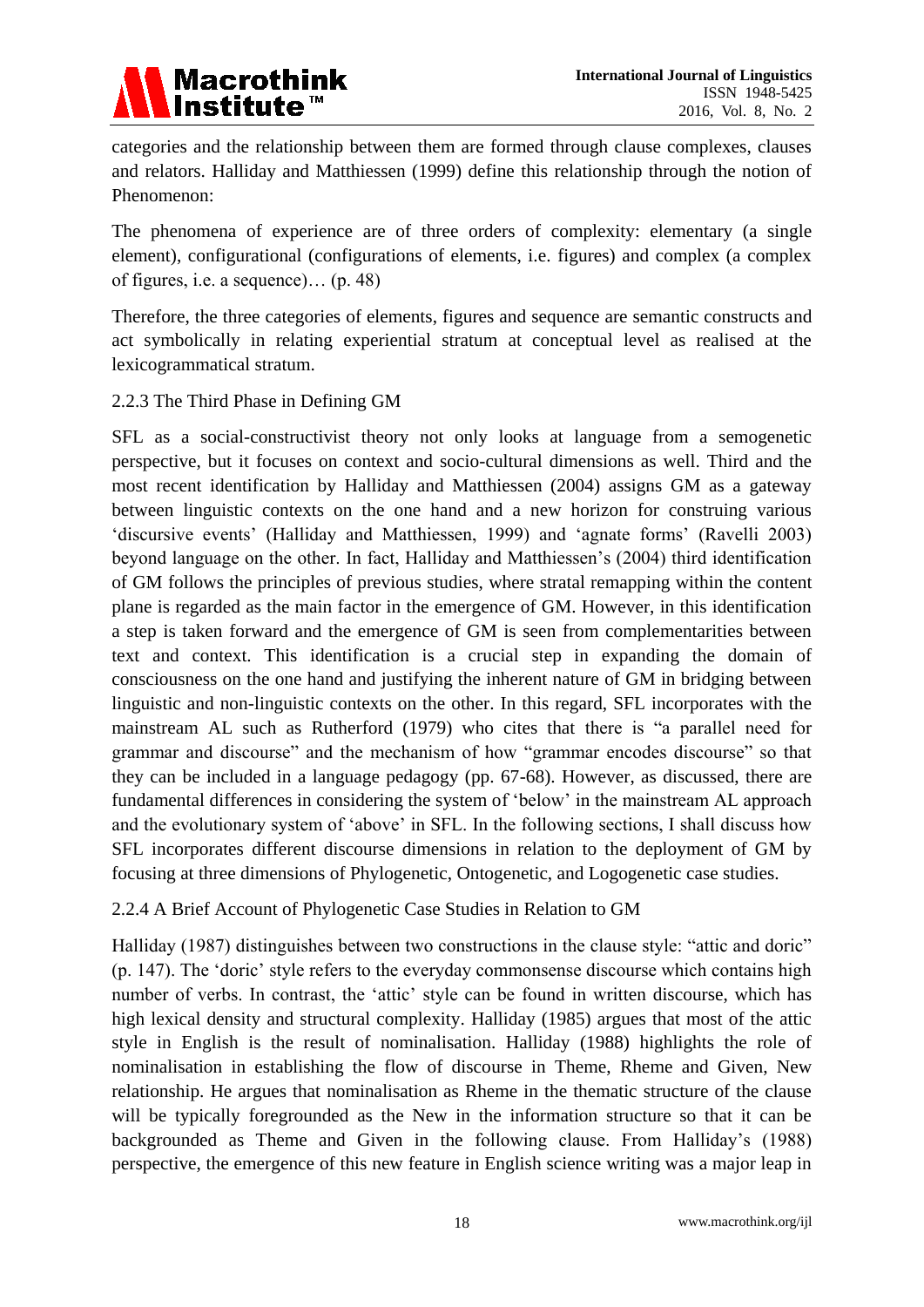categories and the relationship between them are formed through clause complexes, clauses and relators. Halliday and Matthiessen (1999) define this relationship through the notion of Phenomenon:

The phenomena of experience are of three orders of complexity: elementary (a single element), configurational (configurations of elements, i.e. figures) and complex (a complex of figures, i.e. a sequence)… (p. 48)

Therefore, the three categories of elements, figures and sequence are semantic constructs and act symbolically in relating experiential stratum at conceptual level as realised at the lexicogrammatical stratum.

### 2.2.3 The Third Phase in Defining GM

SFL as a social-constructivist theory not only looks at language from a semogenetic perspective, but it focuses on context and socio-cultural dimensions as well. Third and the most recent identification by Halliday and Matthiessen (2004) assigns GM as a gateway between linguistic contexts on the one hand and a new horizon for construing various 'discursive events' (Halliday and Matthiessen, 1999) and 'agnate forms' (Ravelli 2003) beyond language on the other. In fact, Halliday and Matthiessen's (2004) third identification of GM follows the principles of previous studies, where stratal remapping within the content plane is regarded as the main factor in the emergence of GM. However, in this identification a step is taken forward and the emergence of GM is seen from complementarities between text and context. This identification is a crucial step in expanding the domain of consciousness on the one hand and justifying the inherent nature of GM in bridging between linguistic and non-linguistic contexts on the other. In this regard, SFL incorporates with the mainstream AL such as Rutherford (1979) who cites that there is "a parallel need for grammar and discourse" and the mechanism of how "grammar encodes discourse" so that they can be included in a language pedagogy (pp. 67-68). However, as discussed, there are fundamental differences in considering the system of 'below' in the mainstream AL approach and the evolutionary system of 'above' in SFL. In the following sections, I shall discuss how SFL incorporates different discourse dimensions in relation to the deployment of GM by focusing at three dimensions of Phylogenetic, Ontogenetic, and Logogenetic case studies.

### 2.2.4 A Brief Account of Phylogenetic Case Studies in Relation to GM

Halliday (1987) distinguishes between two constructions in the clause style: "attic and doric" (p. 147). The 'doric' style refers to the everyday commonsense discourse which contains high number of verbs. In contrast, the 'attic' style can be found in written discourse, which has high lexical density and structural complexity. Halliday (1985) argues that most of the attic style in English is the result of nominalisation. Halliday (1988) highlights the role of nominalisation in establishing the flow of discourse in Theme, Rheme and Given, New relationship. He argues that nominalisation as Rheme in the thematic structure of the clause will be typically foregrounded as the New in the information structure so that it can be backgrounded as Theme and Given in the following clause. From Halliday's (1988) perspective, the emergence of this new feature in English science writing was a major leap in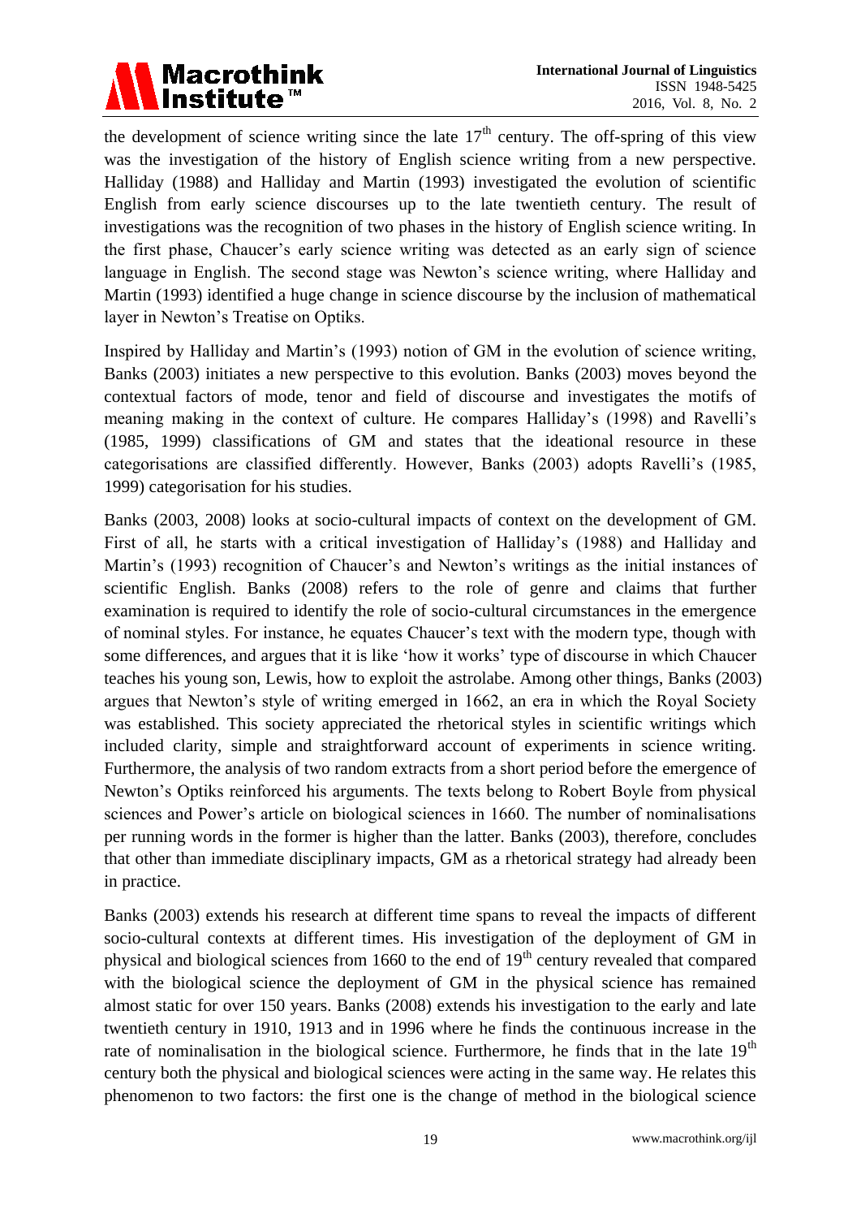the development of science writing since the late 17th century. The off-spring of this view was the investigation of the history of English science writing from a new perspective. Halliday (1988) and Halliday and Martin (1993) investigated the evolution of scientific English from early science discourses up to the late twentieth century. The result of investigations was the recognition of two phases in the history of English science writing. In the first phase, Chaucer's early science writing was detected as an early sign of science language in English. The second stage was Newton's science writing, where Halliday and Martin (1993) identified a huge change in science discourse by the inclusion of mathematical layer in Newton's Treatise on Optiks.

Inspired by Halliday and Martin's (1993) notion of GM in the evolution of science writing, Banks (2003) initiates a new perspective to this evolution. Banks (2003) moves beyond the contextual factors of mode, tenor and field of discourse and investigates the motifs of meaning making in the context of culture. He compares Halliday's (1998) and Ravelli's (1985, 1999) classifications of GM and states that the ideational resource in these categorisations are classified differently. However, Banks (2003) adopts Ravelli's (1985, 1999) categorisation for his studies.

Banks (2003, 2008) looks at socio-cultural impacts of context on the development of GM. First of all, he starts with a critical investigation of Halliday's (1988) and Halliday and Martin's (1993) recognition of Chaucer's and Newton's writings as the initial instances of scientific English. Banks (2008) refers to the role of genre and claims that further examination is required to identify the role of socio-cultural circumstances in the emergence of nominal styles. For instance, he equates Chaucer's text with the modern type, though with some differences, and argues that it is like 'how it works' type of discourse in which Chaucer teaches his young son, Lewis, how to exploit the astrolabe. Among other things, Banks (2003) argues that Newton's style of writing emerged in 1662, an era in which the Royal Society was established. This society appreciated the rhetorical styles in scientific writings which included clarity, simple and straightforward account of experiments in science writing. Furthermore, the analysis of two random extracts from a short period before the emergence of Newton's Optiks reinforced his arguments. The texts belong to Robert Boyle from physical sciences and Power's article on biological sciences in 1660. The number of nominalisations per running words in the former is higher than the latter. Banks (2003), therefore, concludes that other than immediate disciplinary impacts, GM as a rhetorical strategy had already been in practice.

Banks (2003) extends his research at different time spans to reveal the impacts of different socio-cultural contexts at different times. His investigation of the deployment of GM in physical and biological sciences from 1660 to the end of 19th century revealed that compared with the biological science the deployment of GM in the physical science has remained almost static for over 150 years. Banks (2008) extends his investigation to the early and late twentieth century in 1910, 1913 and in 1996 where he finds the continuous increase in the rate of nominalisation in the biological science. Furthermore, he finds that in the late 19th century both the physical and biological sciences were acting in the same way. He relates this phenomenon to two factors: the first one is the change of method in the biological science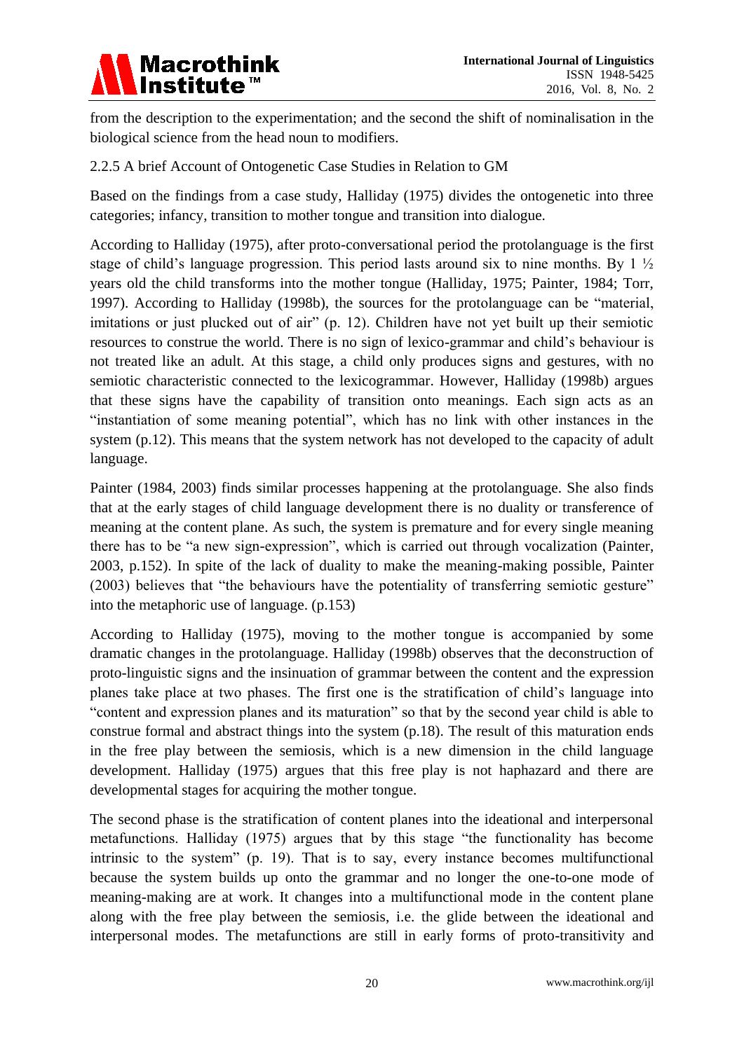from the description to the experimentation; and the second the shift of nominalisation in the biological science from the head noun to modifiers.

### 2.2.5 A brief Account of Ontogenetic Case Studies in Relation to GM

Based on the findings from a case study, Halliday (1975) divides the ontogenetic into three categories; infancy, transition to mother tongue and transition into dialogue.

According to Halliday (1975), after proto-conversational period the protolanguage is the first stage of child's language progression. This period lasts around six to nine months. By 1 ½ years old the child transforms into the mother tongue (Halliday, 1975; Painter, 1984; Torr, 1997). According to Halliday (1998b), the sources for the protolanguage can be "material, imitations or just plucked out of air" (p. 12). Children have not yet built up their semiotic resources to construe the world. There is no sign of lexico-grammar and child's behaviour is not treated like an adult. At this stage, a child only produces signs and gestures, with no semiotic characteristic connected to the lexicogrammar. However, Halliday (1998b) argues that these signs have the capability of transition onto meanings. Each sign acts as an "instantiation of some meaning potential", which has no link with other instances in the system (p.12). This means that the system network has not developed to the capacity of adult language.

Painter (1984, 2003) finds similar processes happening at the protolanguage. She also finds that at the early stages of child language development there is no duality or transference of meaning at the content plane. As such, the system is premature and for every single meaning there has to be "a new sign-expression", which is carried out through vocalization (Painter, 2003, p.152). In spite of the lack of duality to make the meaning-making possible, Painter (2003) believes that "the behaviours have the potentiality of transferring semiotic gesture" into the metaphoric use of language. (p.153)

According to Halliday (1975), moving to the mother tongue is accompanied by some dramatic changes in the protolanguage. Halliday (1998b) observes that the deconstruction of proto-linguistic signs and the insinuation of grammar between the content and the expression planes take place at two phases. The first one is the stratification of child's language into "content and expression planes and its maturation" so that by the second year child is able to construe formal and abstract things into the system (p.18). The result of this maturation ends in the free play between the semiosis, which is a new dimension in the child language development. Halliday (1975) argues that this free play is not haphazard and there are developmental stages for acquiring the mother tongue.

The second phase is the stratification of content planes into the ideational and interpersonal metafunctions. Halliday (1975) argues that by this stage "the functionality has become intrinsic to the system" (p. 19). That is to say, every instance becomes multifunctional because the system builds up onto the grammar and no longer the one-to-one mode of meaning-making are at work. It changes into a multifunctional mode in the content plane along with the free play between the semiosis, i.e. the glide between the ideational and interpersonal modes. The metafunctions are still in early forms of proto-transitivity and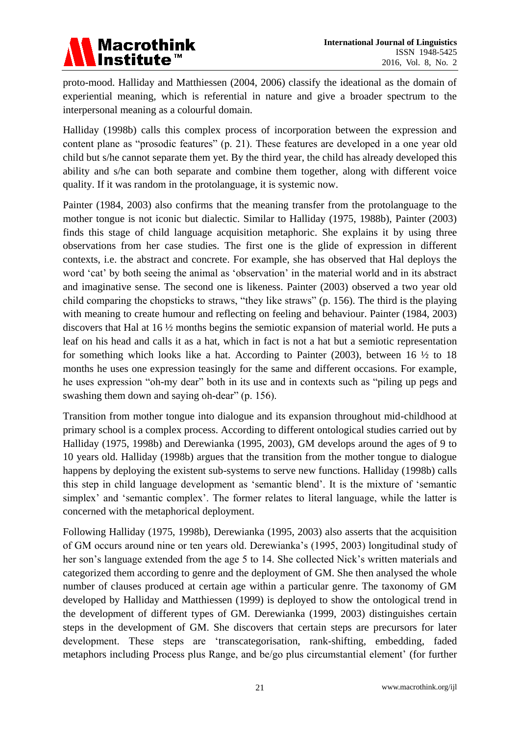proto-mood. Halliday and Matthiessen (2004, 2006) classify the ideational as the domain of experiential meaning, which is referential in nature and give a broader spectrum to the interpersonal meaning as a colourful domain.

Halliday (1998b) calls this complex process of incorporation between the expression and content plane as "prosodic features" (p. 21). These features are developed in a one year old child but s/he cannot separate them yet. By the third year, the child has already developed this ability and s/he can both separate and combine them together, along with different voice quality. If it was random in the protolanguage, it is systemic now.

Painter (1984, 2003) also confirms that the meaning transfer from the protolanguage to the mother tongue is not iconic but dialectic. Similar to Halliday (1975, 1988b), Painter (2003) finds this stage of child language acquisition metaphoric. She explains it by using three observations from her case studies. The first one is the glide of expression in different contexts, i.e. the abstract and concrete. For example, she has observed that Hal deploys the word 'cat' by both seeing the animal as 'observation' in the material world and in its abstract and imaginative sense. The second one is likeness. Painter (2003) observed a two year old child comparing the chopsticks to straws, "they like straws" (p. 156). The third is the playing with meaning to create humour and reflecting on feeling and behaviour. Painter (1984, 2003) discovers that Hal at 16 ½ months begins the semiotic expansion of material world. He puts a leaf on his head and calls it as a hat, which in fact is not a hat but a semiotic representation for something which looks like a hat. According to Painter (2003), between 16 ½ to 18 months he uses one expression teasingly for the same and different occasions. For example, he uses expression "oh-my dear" both in its use and in contexts such as "piling up pegs and swashing them down and saying oh-dear" (p. 156).

Transition from mother tongue into dialogue and its expansion throughout mid-childhood at primary school is a complex process. According to different ontological studies carried out by Halliday (1975, 1998b) and Derewianka (1995, 2003), GM develops around the ages of 9 to 10 years old. Halliday (1998b) argues that the transition from the mother tongue to dialogue happens by deploying the existent sub-systems to serve new functions. Halliday (1998b) calls this step in child language development as 'semantic blend'. It is the mixture of 'semantic simplex' and 'semantic complex'. The former relates to literal language, while the latter is concerned with the metaphorical deployment.

Following Halliday (1975, 1998b), Derewianka (1995, 2003) also asserts that the acquisition of GM occurs around nine or ten years old. Derewianka's (1995, 2003) longitudinal study of her son's language extended from the age 5 to 14. She collected Nick's written materials and categorized them according to genre and the deployment of GM. She then analysed the whole number of clauses produced at certain age within a particular genre. The taxonomy of GM developed by Halliday and Matthiessen (1999) is deployed to show the ontological trend in the development of different types of GM. Derewianka (1999, 2003) distinguishes certain steps in the development of GM. She discovers that certain steps are precursors for later development. These steps are 'transcategorisation, rank-shifting, embedding, faded metaphors including Process plus Range, and be/go plus circumstantial element' (for further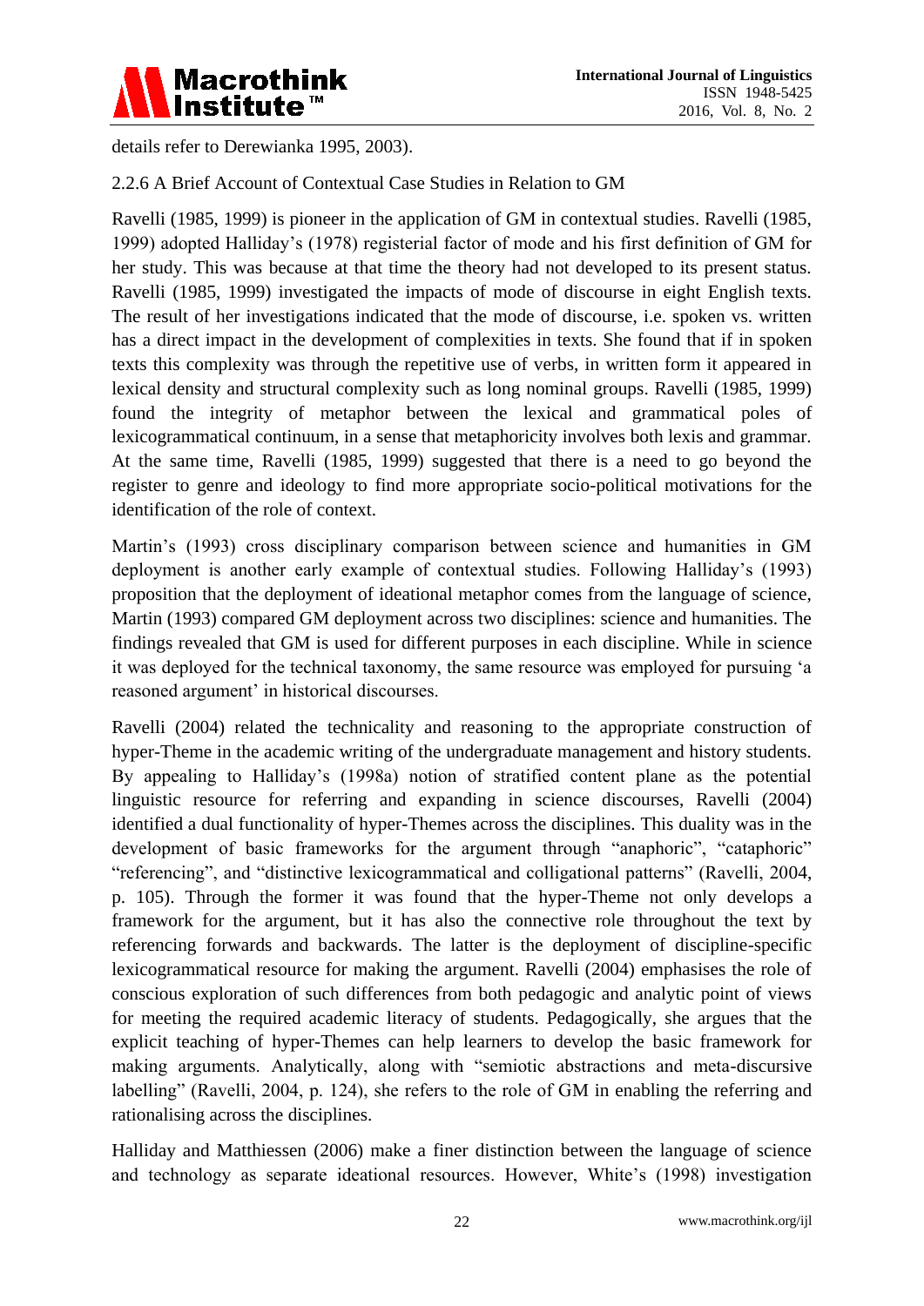details refer to Derewianka 1995, 2003).

### 2.2.6 A Brief Account of Contextual Case Studies in Relation to GM

Ravelli (1985, 1999) is pioneer in the application of GM in contextual studies. Ravelli (1985, 1999) adopted Halliday's (1978) registerial factor of mode and his first definition of GM for her study. This was because at that time the theory had not developed to its present status. Ravelli (1985, 1999) investigated the impacts of mode of discourse in eight English texts. The result of her investigations indicated that the mode of discourse, i.e. spoken vs. written has a direct impact in the development of complexities in texts. She found that if in spoken texts this complexity was through the repetitive use of verbs, in written form it appeared in lexical density and structural complexity such as long nominal groups. Ravelli (1985, 1999) found the integrity of metaphor between the lexical and grammatical poles of lexicogrammatical continuum, in a sense that metaphoricity involves both lexis and grammar. At the same time, Ravelli (1985, 1999) suggested that there is a need to go beyond the register to genre and ideology to find more appropriate socio-political motivations for the identification of the role of context.

Martin's (1993) cross disciplinary comparison between science and humanities in GM deployment is another early example of contextual studies. Following Halliday's (1993) proposition that the deployment of ideational metaphor comes from the language of science, Martin (1993) compared GM deployment across two disciplines: science and humanities. The findings revealed that GM is used for different purposes in each discipline. While in science it was deployed for the technical taxonomy, the same resource was employed for pursuing 'a reasoned argument' in historical discourses.

Ravelli (2004) related the technicality and reasoning to the appropriate construction of hyper-Theme in the academic writing of the undergraduate management and history students. By appealing to Halliday's (1998a) notion of stratified content plane as the potential linguistic resource for referring and expanding in science discourses, Ravelli (2004) identified a dual functionality of hyper-Themes across the disciplines. This duality was in the development of basic frameworks for the argument through "anaphoric", "cataphoric" "referencing", and "distinctive lexicogrammatical and colligational patterns" (Ravelli, 2004, p. 105). Through the former it was found that the hyper-Theme not only develops a framework for the argument, but it has also the connective role throughout the text by referencing forwards and backwards. The latter is the deployment of discipline-specific lexicogrammatical resource for making the argument. Ravelli (2004) emphasises the role of conscious exploration of such differences from both pedagogic and analytic point of views for meeting the required academic literacy of students. Pedagogically, she argues that the explicit teaching of hyper-Themes can help learners to develop the basic framework for making arguments. Analytically, along with "semiotic abstractions and meta-discursive labelling" (Ravelli, 2004, p. 124), she refers to the role of GM in enabling the referring and rationalising across the disciplines.

Halliday and Matthiessen (2006) make a finer distinction between the language of science and technology as separate ideational resources. However, White's (1998) investigation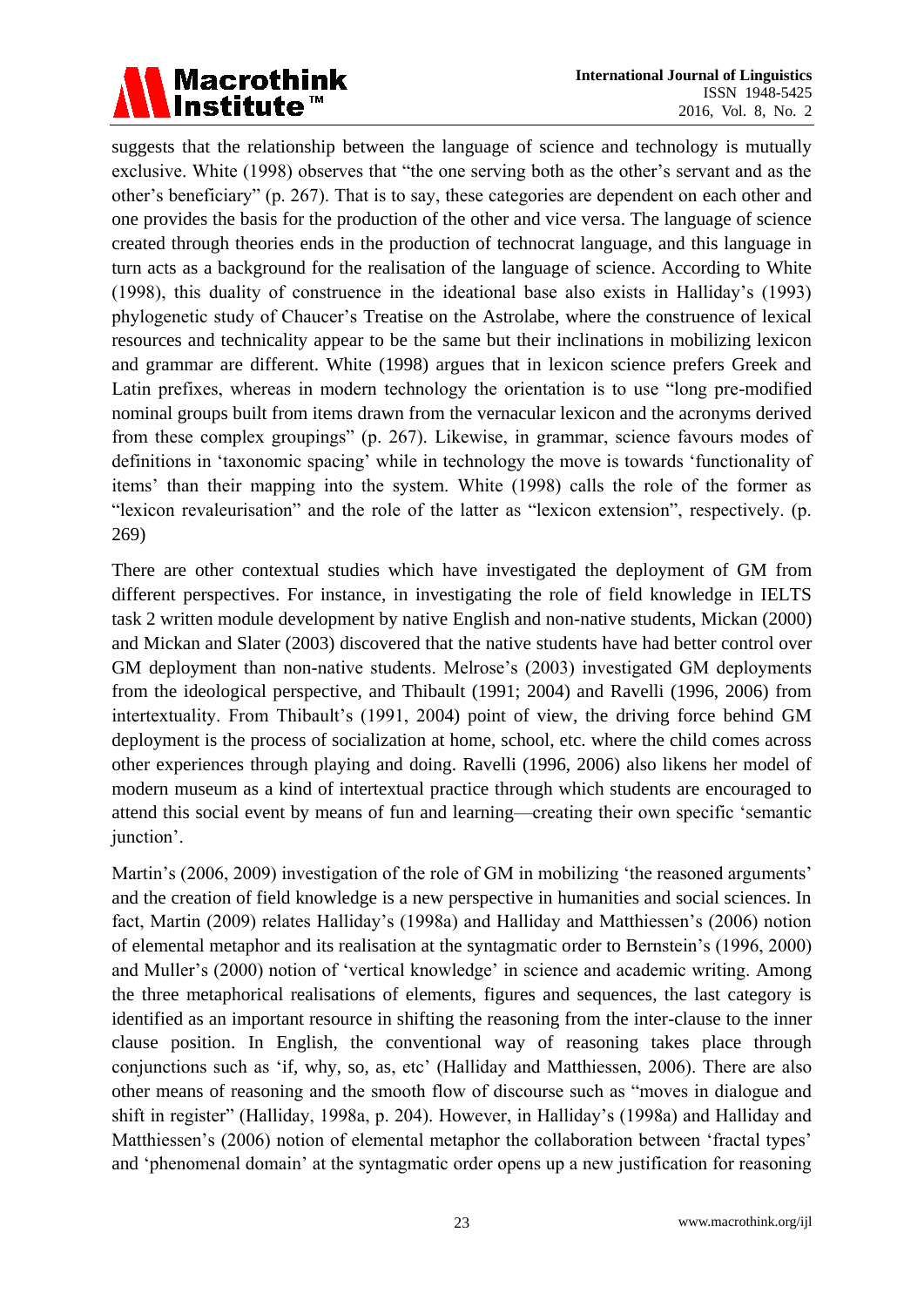suggests that the relationship between the language of science and technology is mutually exclusive. White (1998) observes that "the one serving both as the other's servant and as the other's beneficiary" (p. 267). That is to say, these categories are dependent on each other and one provides the basis for the production of the other and vice versa. The language of science created through theories ends in the production of technocrat language, and this language in turn acts as a background for the realisation of the language of science. According to White (1998), this duality of construence in the ideational base also exists in Halliday's (1993) phylogenetic study of Chaucer's Treatise on the Astrolabe, where the construence of lexical resources and technicality appear to be the same but their inclinations in mobilizing lexicon and grammar are different. White (1998) argues that in lexicon science prefers Greek and Latin prefixes, whereas in modern technology the orientation is to use "long pre-modified nominal groups built from items drawn from the vernacular lexicon and the acronyms derived from these complex groupings" (p. 267). Likewise, in grammar, science favours modes of definitions in 'taxonomic spacing' while in technology the move is towards 'functionality of items' than their mapping into the system. White (1998) calls the role of the former as "lexicon revaleurisation" and the role of the latter as "lexicon extension", respectively. (p. 269)

There are other contextual studies which have investigated the deployment of GM from different perspectives. For instance, in investigating the role of field knowledge in IELTS task 2 written module development by native English and non-native students, Mickan (2000) and Mickan and Slater (2003) discovered that the native students have had better control over GM deployment than non-native students. Melrose's (2003) investigated GM deployments from the ideological perspective, and Thibault (1991; 2004) and Ravelli (1996, 2006) from intertextuality. From Thibault's (1991, 2004) point of view, the driving force behind GM deployment is the process of socialization at home, school, etc. where the child comes across other experiences through playing and doing. Ravelli (1996, 2006) also likens her model of modern museum as a kind of intertextual practice through which students are encouraged to attend this social event by means of fun and learning—creating their own specific 'semantic junction'.

Martin's (2006, 2009) investigation of the role of GM in mobilizing 'the reasoned arguments' and the creation of field knowledge is a new perspective in humanities and social sciences. In fact, Martin (2009) relates Halliday's (1998a) and Halliday and Matthiessen's (2006) notion of elemental metaphor and its realisation at the syntagmatic order to Bernstein's (1996, 2000) and Muller's (2000) notion of 'vertical knowledge' in science and academic writing. Among the three metaphorical realisations of elements, figures and sequences, the last category is identified as an important resource in shifting the reasoning from the inter-clause to the inner clause position. In English, the conventional way of reasoning takes place through conjunctions such as 'if, why, so, as, etc' (Halliday and Matthiessen, 2006). There are also other means of reasoning and the smooth flow of discourse such as "moves in dialogue and shift in register" (Halliday, 1998a, p. 204). However, in Halliday's (1998a) and Halliday and Matthiessen's (2006) notion of elemental metaphor the collaboration between 'fractal types' and 'phenomenal domain' at the syntagmatic order opens up a new justification for reasoning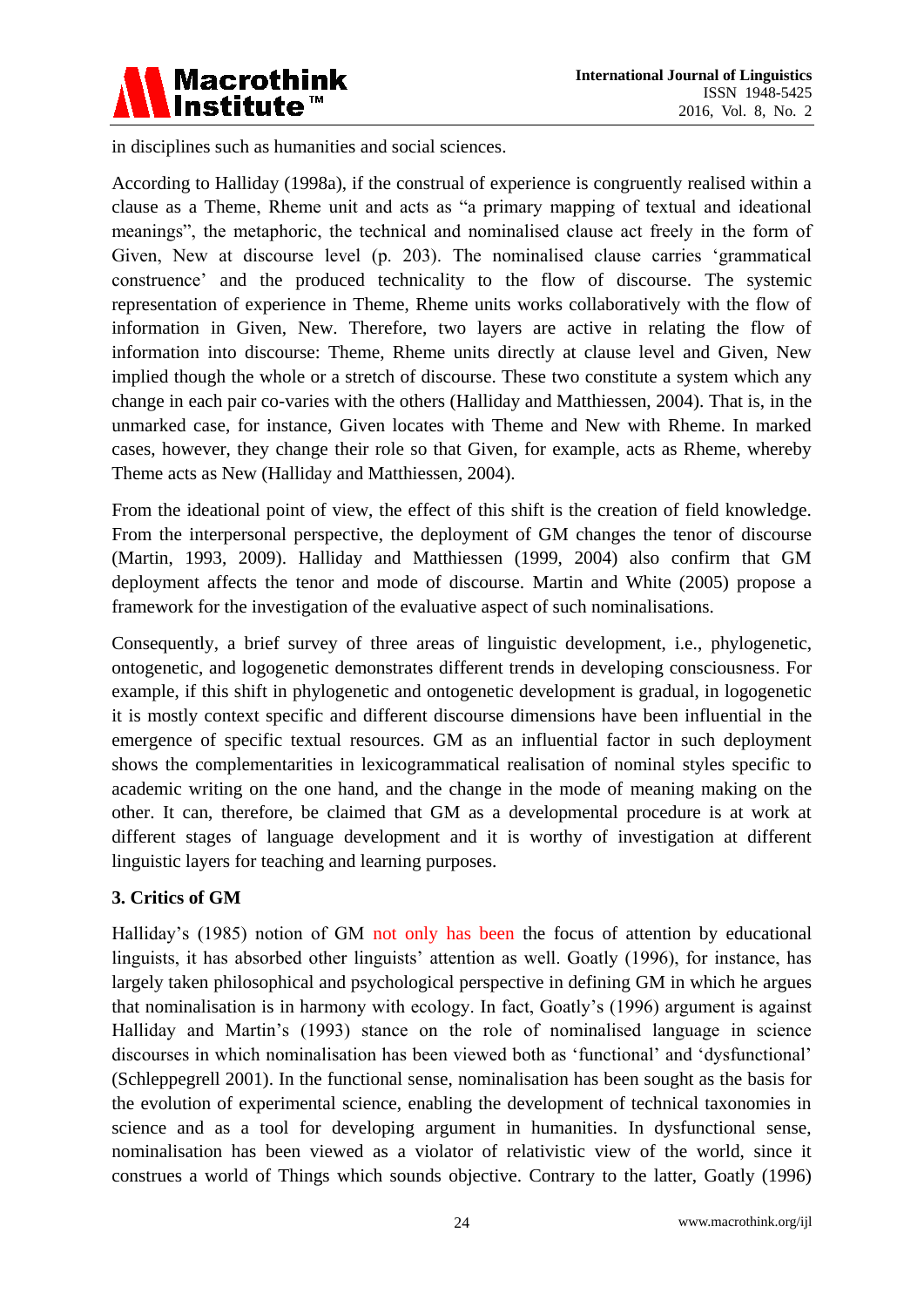in disciplines such as humanities and social sciences.

According to Halliday (1998a), if the construal of experience is congruently realised within a clause as a Theme, Rheme unit and acts as "a primary mapping of textual and ideational meanings", the metaphoric, the technical and nominalised clause act freely in the form of Given, New at discourse level (p. 203). The nominalised clause carries 'grammatical construence' and the produced technicality to the flow of discourse. The systemic representation of experience in Theme, Rheme units works collaboratively with the flow of information in Given, New. Therefore, two layers are active in relating the flow of information into discourse: Theme, Rheme units directly at clause level and Given, New implied though the whole or a stretch of discourse. These two constitute a system which any change in each pair co-varies with the others (Halliday and Matthiessen, 2004). That is, in the unmarked case, for instance, Given locates with Theme and New with Rheme. In marked cases, however, they change their role so that Given, for example, acts as Rheme, whereby Theme acts as New (Halliday and Matthiessen, 2004).

From the ideational point of view, the effect of this shift is the creation of field knowledge. From the interpersonal perspective, the deployment of GM changes the tenor of discourse (Martin, 1993, 2009). Halliday and Matthiessen (1999, 2004) also confirm that GM deployment affects the tenor and mode of discourse. Martin and White (2005) propose a framework for the investigation of the evaluative aspect of such nominalisations.

Consequently, a brief survey of three areas of linguistic development, i.e., phylogenetic, ontogenetic, and logogenetic demonstrates different trends in developing consciousness. For example, if this shift in phylogenetic and ontogenetic development is gradual, in logogenetic it is mostly context specific and different discourse dimensions have been influential in the emergence of specific textual resources. GM as an influential factor in such deployment shows the complementarities in lexicogrammatical realisation of nominal styles specific to academic writing on the one hand, and the change in the mode of meaning making on the other. It can, therefore, be claimed that GM as a developmental procedure is at work at different stages of language development and it is worthy of investigation at different linguistic layers for teaching and learning purposes.

### 3. Critics of GM

Halliday's (1985) notion of GM not only has been the focus of attention by educational linguists, it has absorbed other linguists' attention as well. Goatly (1996), for instance, has largely taken philosophical and psychological perspective in defining GM in which he argues that nominalisation is in harmony with ecology. In fact, Goatly's (1996) argument is against Halliday and Martin's (1993) stance on the role of nominalised language in science discourses in which nominalisation has been viewed both as 'functional' and 'dysfunctional' (Schleppegrell 2001). In the functional sense, nominalisation has been sought as the basis for the evolution of experimental science, enabling the development of technical taxonomies in science and as a tool for developing argument in humanities. In dysfunctional sense, nominalisation has been viewed as a violator of relativistic view of the world, since it construes a world of Things which sounds objective. Contrary to the latter, Goatly (1996)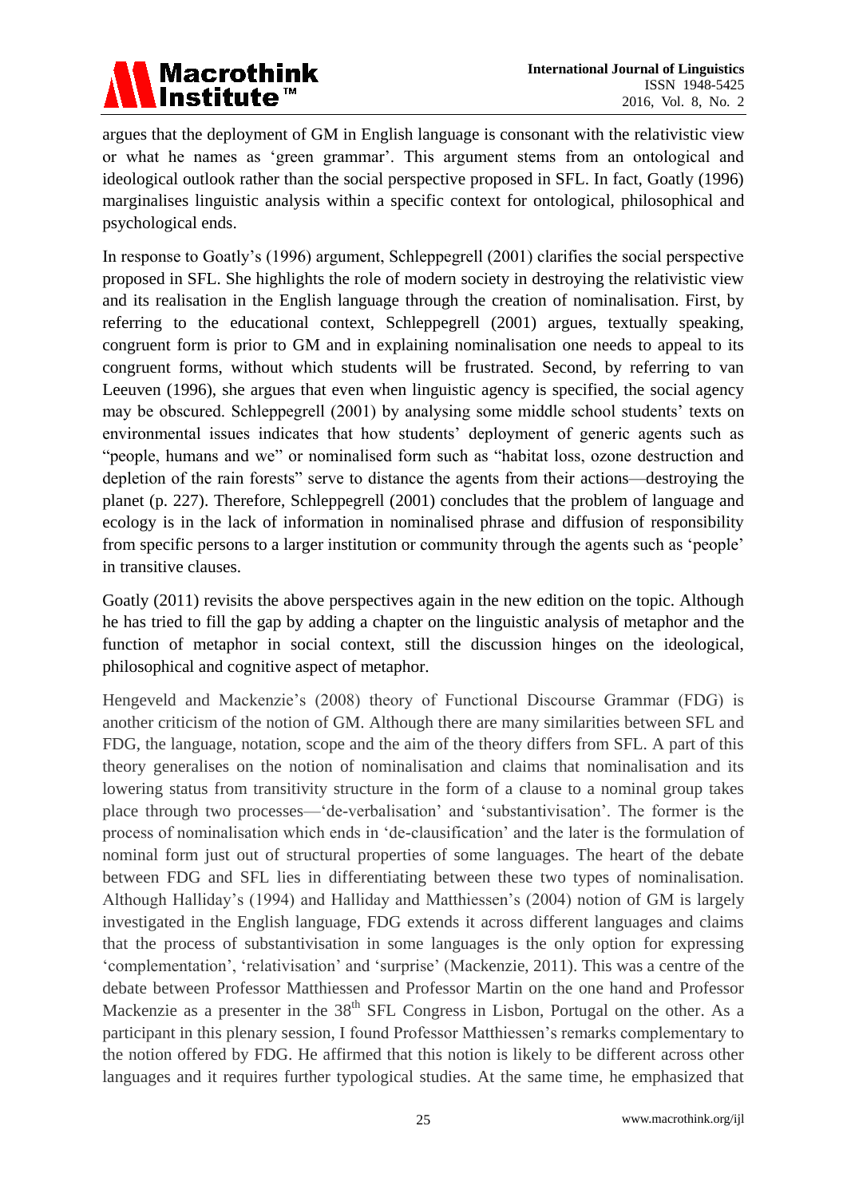argues that the deployment of GM in English language is consonant with the relativistic view or what he names as 'green grammar'. This argument stems from an ontological and ideological outlook rather than the social perspective proposed in SFL. In fact, Goatly (1996) marginalises linguistic analysis within a specific context for ontological, philosophical and psychological ends.

In response to Goatly's (1996) argument, Schleppegrell (2001) clarifies the social perspective proposed in SFL. She highlights the role of modern society in destroying the relativistic view and its realisation in the English language through the creation of nominalisation. First, by referring to the educational context, Schleppegrell (2001) argues, textually speaking, congruent form is prior to GM and in explaining nominalisation one needs to appeal to its congruent forms, without which students will be frustrated. Second, by referring to van Leeuven (1996), she argues that even when linguistic agency is specified, the social agency may be obscured. Schleppegrell (2001) by analysing some middle school students' texts on environmental issues indicates that how students' deployment of generic agents such as "people, humans and we" or nominalised form such as "habitat loss, ozone destruction and depletion of the rain forests" serve to distance the agents from their actions—destroying the planet (p. 227). Therefore, Schleppegrell (2001) concludes that the problem of language and ecology is in the lack of information in nominalised phrase and diffusion of responsibility from specific persons to a larger institution or community through the agents such as 'people' in transitive clauses.

Goatly (2011) revisits the above perspectives again in the new edition on the topic. Although he has tried to fill the gap by adding a chapter on the linguistic analysis of metaphor and the function of metaphor in social context, still the discussion hinges on the ideological, philosophical and cognitive aspect of metaphor.

Hengeveld and Mackenzie's (2008) theory of Functional Discourse Grammar (FDG) is another criticism of the notion of GM. Although there are many similarities between SFL and FDG, the language, notation, scope and the aim of the theory differs from SFL. A part of this theory generalises on the notion of nominalisation and claims that nominalisation and its lowering status from transitivity structure in the form of a clause to a nominal group takes place through two processes—'de-verbalisation' and 'substantivisation'. The former is the process of nominalisation which ends in 'de-clausification' and the later is the formulation of nominal form just out of structural properties of some languages. The heart of the debate between FDG and SFL lies in differentiating between these two types of nominalisation. Although Halliday's (1994) and Halliday and Matthiessen's (2004) notion of GM is largely investigated in the English language, FDG extends it across different languages and claims that the process of substantivisation in some languages is the only option for expressing 'complementation', 'relativisation' and 'surprise' (Mackenzie, 2011). This was a centre of the debate between Professor Matthiessen and Professor Martin on the one hand and Professor Mackenzie as a presenter in the 38th SFL Congress in Lisbon, Portugal on the other. As a participant in this plenary session, I found Professor Matthiessen's remarks complementary to the notion offered by FDG. He affirmed that this notion is likely to be different across other languages and it requires further typological studies. At the same time, he emphasized that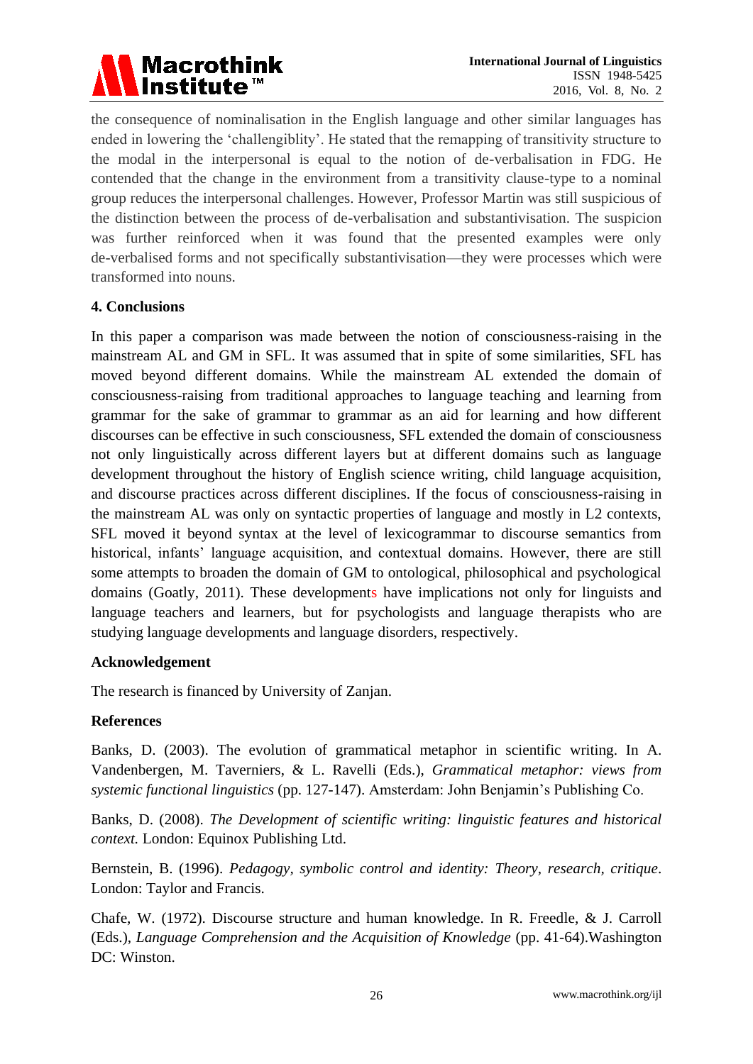the consequence of nominalisation in the English language and other similar languages has ended in lowering the 'challengiblity'. He stated that the remapping of transitivity structure to the modal in the interpersonal is equal to the notion of de-verbalisation in FDG. He contended that the change in the environment from a transitivity clause-type to a nominal group reduces the interpersonal challenges. However, Professor Martin was still suspicious of the distinction between the process of de-verbalisation and substantivisation. The suspicion was further reinforced when it was found that the presented examples were only de-verbalised forms and not specifically substantivisation—they were processes which were transformed into nouns.

## 4. Conclusions

In this paper a comparison was made between the notion of consciousness-raising in the mainstream AL and GM in SFL. It was assumed that in spite of some similarities, SFL has moved beyond different domains. While the mainstream AL extended the domain of consciousness-raising from traditional approaches to language teaching and learning from grammar for the sake of grammar to grammar as an aid for learning and how different discourses can be effective in such consciousness, SFL extended the domain of consciousness not only linguistically across different layers but at different domains such as language development throughout the history of English science writing, child language acquisition, and discourse practices across different disciplines. If the focus of consciousness-raising in the mainstream AL was only on syntactic properties of language and mostly in L2 contexts, SFL moved it beyond syntax at the level of lexicogrammar to discourse semantics from historical, infants' language acquisition, and contextual domains. However, there are still some attempts to broaden the domain of GM to ontological, philosophical and psychological domains (Goatly, 2011). These developments have implications not only for linguists and language teachers and learners, but for psychologists and language therapists who are studying language developments and language disorders, respectively.

## Acknowledgement

The research is financed by University of Zanjan.

## References

Banks, D. (2003). The evolution of grammatical metaphor in scientific writing. In A. Vandenbergen, M. Taverniers, & L. Ravelli (Eds.), *Grammatical metaphor: views from systemic functional linguistics* (pp. 127-147). Amsterdam: John Benjamin's Publishing Co.

Banks, D. (2008). *The Development of scientific writing: linguistic features and historical context.* London: Equinox Publishing Ltd.

Bernstein, B. (1996). *Pedagogy, symbolic control and identity: Theory, research, critique*. London: Taylor and Francis.

Chafe, W. (1972). Discourse structure and human knowledge. In R. Freedle, & J. Carroll (Eds.), *Language Comprehension and the Acquisition of Knowledge* (pp. 41-64).Washington DC: Winston.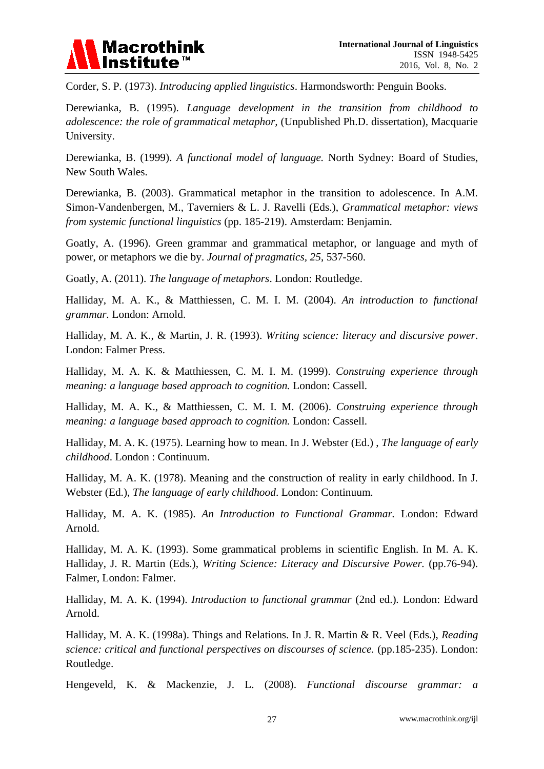Corder, S. P. (1973). *Introducing applied linguistics*. Harmondsworth: Penguin Books.

Derewianka, B. (1995). *Language development in the transition from childhood to adolescence: the role of grammatical metaphor,* (Unpublished Ph.D. dissertation), Macquarie University.

Derewianka, B. (1999). *A functional model of language.* North Sydney: Board of Studies, New South Wales.

Derewianka, B. (2003). Grammatical metaphor in the transition to adolescence. In A.M. Simon-Vandenbergen, M., Taverniers & L. J. Ravelli (Eds.), *Grammatical metaphor: views from systemic functional linguistics* (pp. 185-219). Amsterdam: Benjamin.

Goatly, A. (1996). Green grammar and grammatical metaphor, or language and myth of power, or metaphors we die by. *Journal of pragmatics, 25*, 537-560.

Goatly, A. (2011). *The language of metaphors*. London: Routledge.

Halliday, M. A. K., & Matthiessen, C. M. I. M. (2004). *An introduction to functional grammar.* London: Arnold.

Halliday, M. A. K., & Martin, J. R. (1993). *Writing science: literacy and discursive power*. London: Falmer Press.

Halliday, M. A. K. & Matthiessen, C. M. I. M. (1999). *Construing experience through meaning: a language based approach to cognition.* London: Cassell.

Halliday, M. A. K., & Matthiessen, C. M. I. M. (2006). *Construing experience through meaning: a language based approach to cognition.* London: Cassell.

Halliday, M. A. K. (1975). Learning how to mean. In J. Webster (Ed.) , *The language of early childhood*. London : Continuum.

Halliday, M. A. K. (1978). Meaning and the construction of reality in early childhood. In J. Webster (Ed.), *The language of early childhood*. London: Continuum.

Halliday, M. A. K. (1985). *An Introduction to Functional Grammar.* London: Edward Arnold.

Halliday, M. A. K. (1993). Some grammatical problems in scientific English. In M. A. K. Halliday, J. R. Martin (Eds.), *Writing Science: Literacy and Discursive Power.* (pp.76-94). Falmer, London: Falmer.

Halliday, M. A. K. (1994). *Introduction to functional grammar* (2nd ed.)*.* London: Edward Arnold.

Halliday, M. A. K. (1998a). Things and Relations. In J. R. Martin & R. Veel (Eds.), *Reading science: critical and functional perspectives on discourses of science.* (pp.185-235). London: Routledge.

Hengeveld, K. & Mackenzie, J. L. (2008). *Functional discourse grammar: a*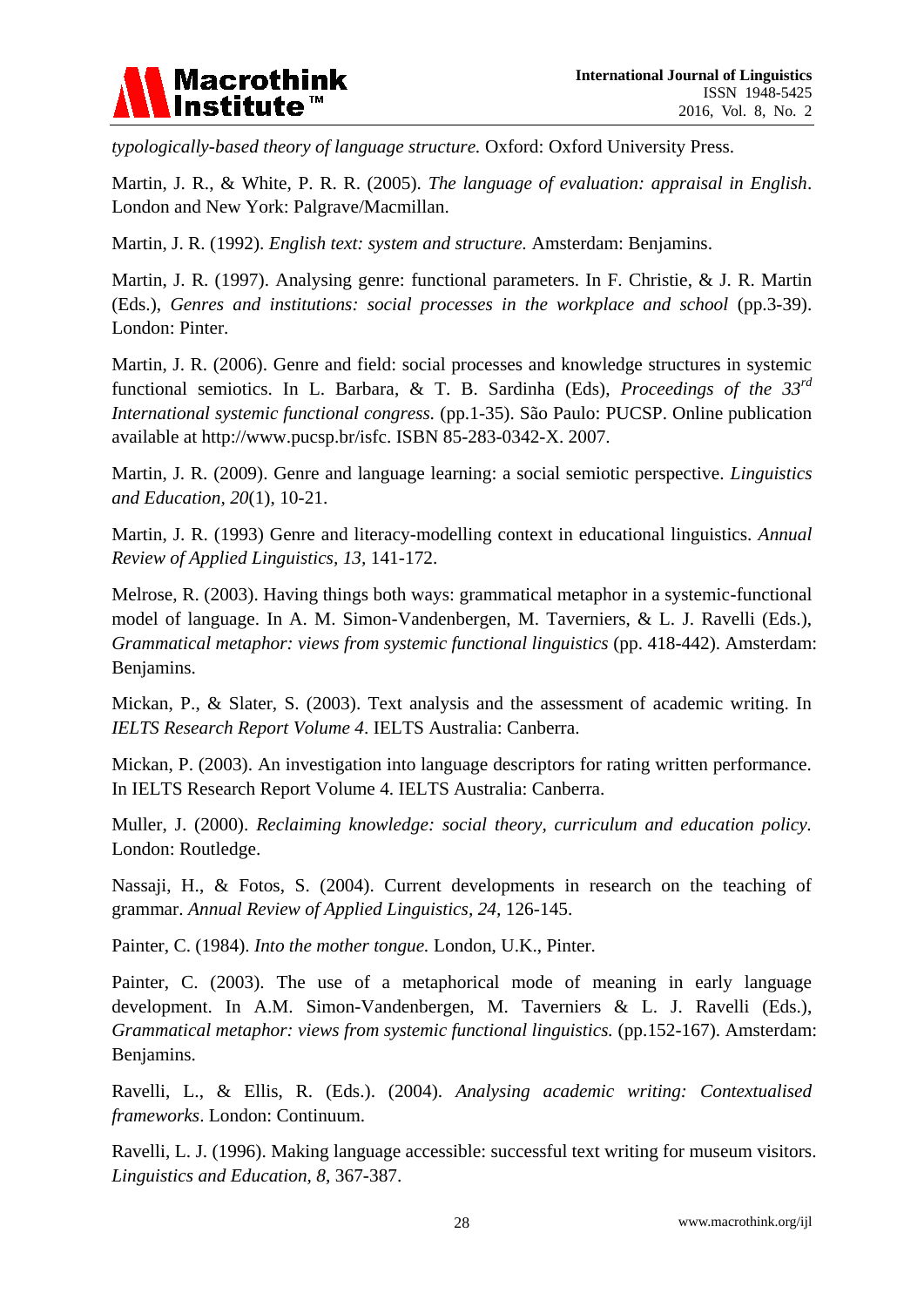*typologically-based theory of language structure.* Oxford: Oxford University Press.

Martin, J. R., & White, P. R. R. (2005). *The language of evaluation: appraisal in English*. London and New York: Palgrave/Macmillan.

Martin, J. R. (1992). *English text: system and structure.* Amsterdam: Benjamins.

Martin, J. R. (1997). Analysing genre: functional parameters. In F. Christie, & J. R. Martin (Eds.), *Genres and institutions: social processes in the workplace and school* (pp.3-39). London: Pinter.

Martin, J. R. (2006). Genre and field: social processes and knowledge structures in systemic functional semiotics. In L. Barbara, & T. B. Sardinha (Eds), *Proceedings of the 33rd International systemic functional congress.* (pp.1-35). São Paulo: PUCSP. Online publication available at http://www.pucsp.br/isfc. ISBN 85-283-0342-X. 2007.

Martin, J. R. (2009). Genre and language learning: a social semiotic perspective. *Linguistics and Education*, *20*(1), 10-21.

Martin, J. R. (1993) Genre and literacy-modelling context in educational linguistics. *Annual Review of Applied Linguistics*, *13*, 141-172.

Melrose, R. (2003). Having things both ways: grammatical metaphor in a systemic-functional model of language. In A. M. Simon-Vandenbergen, M. Taverniers, & L. J. Ravelli (Eds.), *Grammatical metaphor: views from systemic functional linguistics* (pp. 418-442). Amsterdam: Benjamins.

Mickan, P., & Slater, S. (2003). Text analysis and the assessment of academic writing. In *IELTS Research Report Volume 4*. IELTS Australia: Canberra.

Mickan, P. (2003). An investigation into language descriptors for rating written performance. In IELTS Research Report Volume 4. IELTS Australia: Canberra.

Muller, J. (2000). *Reclaiming knowledge: social theory, curriculum and education policy.* London: Routledge.

Nassaji, H., & Fotos, S. (2004). Current developments in research on the teaching of grammar. *Annual Review of Applied Linguistics*, *24*, 126-145.

Painter, C. (1984). *Into the mother tongue.* London, U.K., Pinter.

Painter, C. (2003). The use of a metaphorical mode of meaning in early language development. In A.M. Simon-Vandenbergen, M. Taverniers & L. J. Ravelli (Eds.), *Grammatical metaphor: views from systemic functional linguistics.* (pp.152-167). Amsterdam: Benjamins.

Ravelli, L., & Ellis, R. (Eds.). (2004). *Analysing academic writing: Contextualised frameworks*. London: Continuum.

Ravelli, L. J. (1996). Making language accessible: successful text writing for museum visitors. *Linguistics and Education*, *8*, 367-387.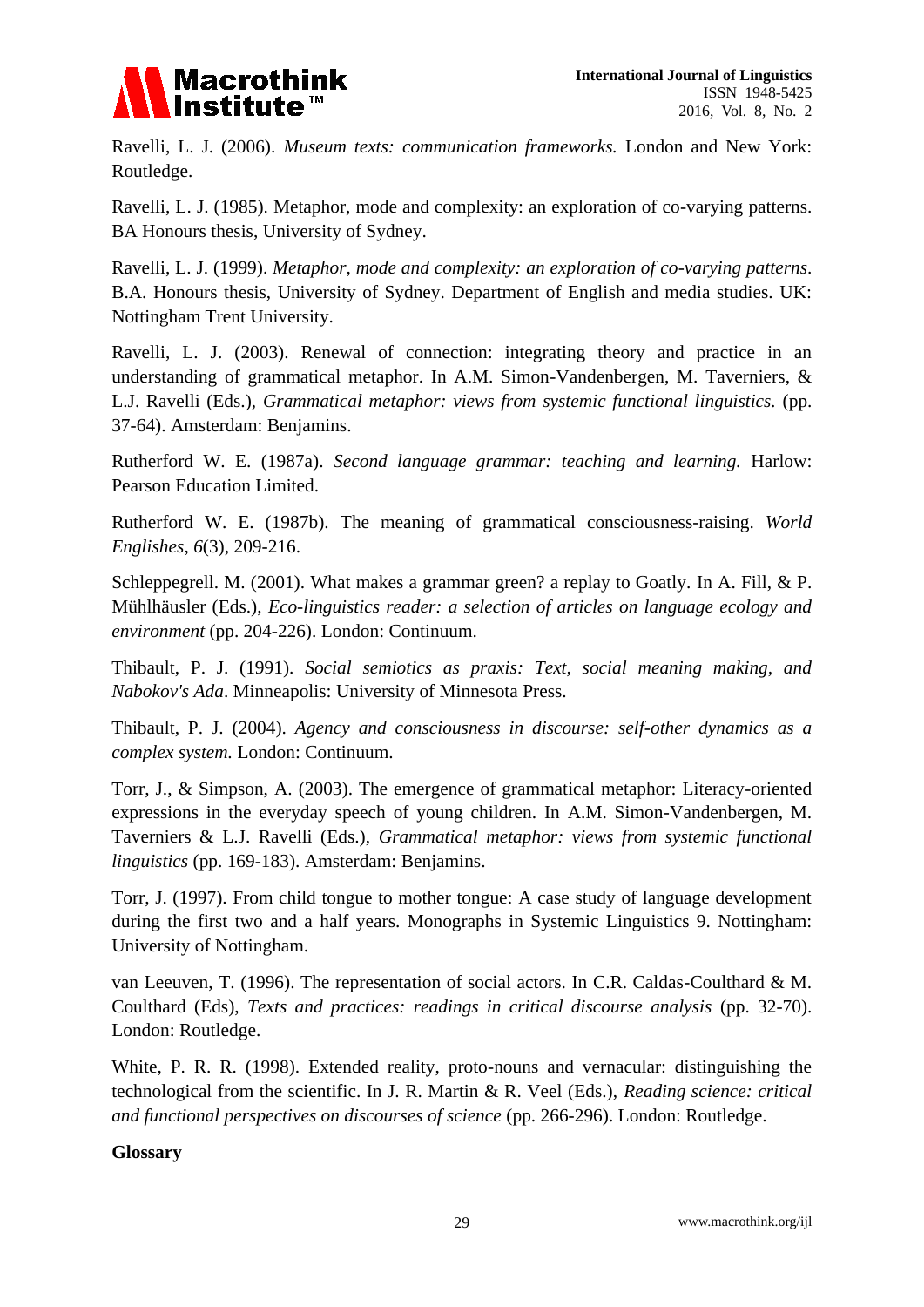Ravelli, L. J. (2006). *Museum texts: communication frameworks.* London and New York: Routledge.

Ravelli, L. J. (1985). Metaphor, mode and complexity: an exploration of co-varying patterns. BA Honours thesis, University of Sydney.

Ravelli, L. J. (1999). *Metaphor, mode and complexity: an exploration of co-varying patterns*. B.A. Honours thesis, University of Sydney. Department of English and media studies. UK: Nottingham Trent University.

Ravelli, L. J. (2003). Renewal of connection: integrating theory and practice in an understanding of grammatical metaphor. In A.M. Simon-Vandenbergen, M. Taverniers, & L.J. Ravelli (Eds.), *Grammatical metaphor: views from systemic functional linguistics.* (pp. 37-64). Amsterdam: Benjamins.

Rutherford W. E. (1987a). *Second language grammar: teaching and learning.* Harlow: Pearson Education Limited.

Rutherford W. E. (1987b). The meaning of grammatical consciousness-raising. *World Englishes*, *6*(3), 209-216.

Schleppegrell. M. (2001). What makes a grammar green? a replay to Goatly. In A. Fill, & P. Mühlhäusler (Eds.), *Eco-linguistics reader: a selection of articles on language ecology and environment* (pp. 204-226). London: Continuum.

Thibault, P. J. (1991). *Social semiotics as praxis: Text, social meaning making, and Nabokov's Ada*. Minneapolis: University of Minnesota Press.

Thibault, P. J. (2004). *Agency and consciousness in discourse: self-other dynamics as a complex system.* London: Continuum.

Torr, J., & Simpson, A. (2003). The emergence of grammatical metaphor: Literacy-oriented expressions in the everyday speech of young children. In A.M. Simon-Vandenbergen, M. Taverniers & L.J. Ravelli (Eds.), *Grammatical metaphor: views from systemic functional linguistics* (pp. 169-183). Amsterdam: Benjamins.

Torr, J. (1997). From child tongue to mother tongue: A case study of language development during the first two and a half years. Monographs in Systemic Linguistics 9. Nottingham: University of Nottingham.

van Leeuven, T. (1996). The representation of social actors. In C.R. Caldas-Coulthard & M. Coulthard (Eds), *Texts and practices: readings in critical discourse analysis* (pp. 32-70). London: Routledge.

White, P. R. R. (1998). Extended reality, proto-nouns and vernacular: distinguishing the technological from the scientific. In J. R. Martin & R. Veel (Eds.), *Reading science: critical and functional perspectives on discourses of science* (pp. 266-296). London: Routledge.

**Glossary**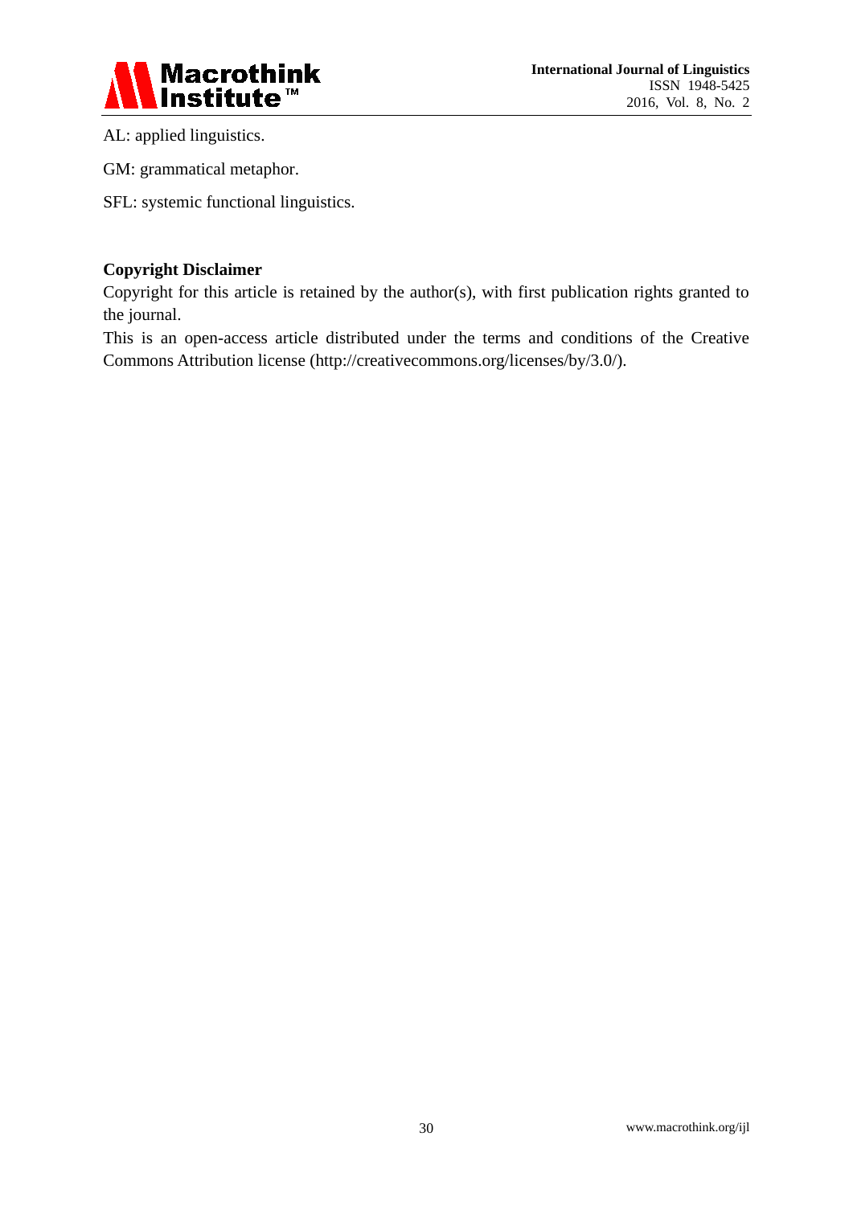AL: applied linguistics.

GM: grammatical metaphor.

SFL: systemic functional linguistics.

## Copyright Disclaimer

Copyright for this article is retained by the author(s), with first publication rights granted to the journal.

This is an open-access article distributed under the terms and conditions of the Creative Commons Attribution license (http://creativecommons.org/licenses/by/3.0/).